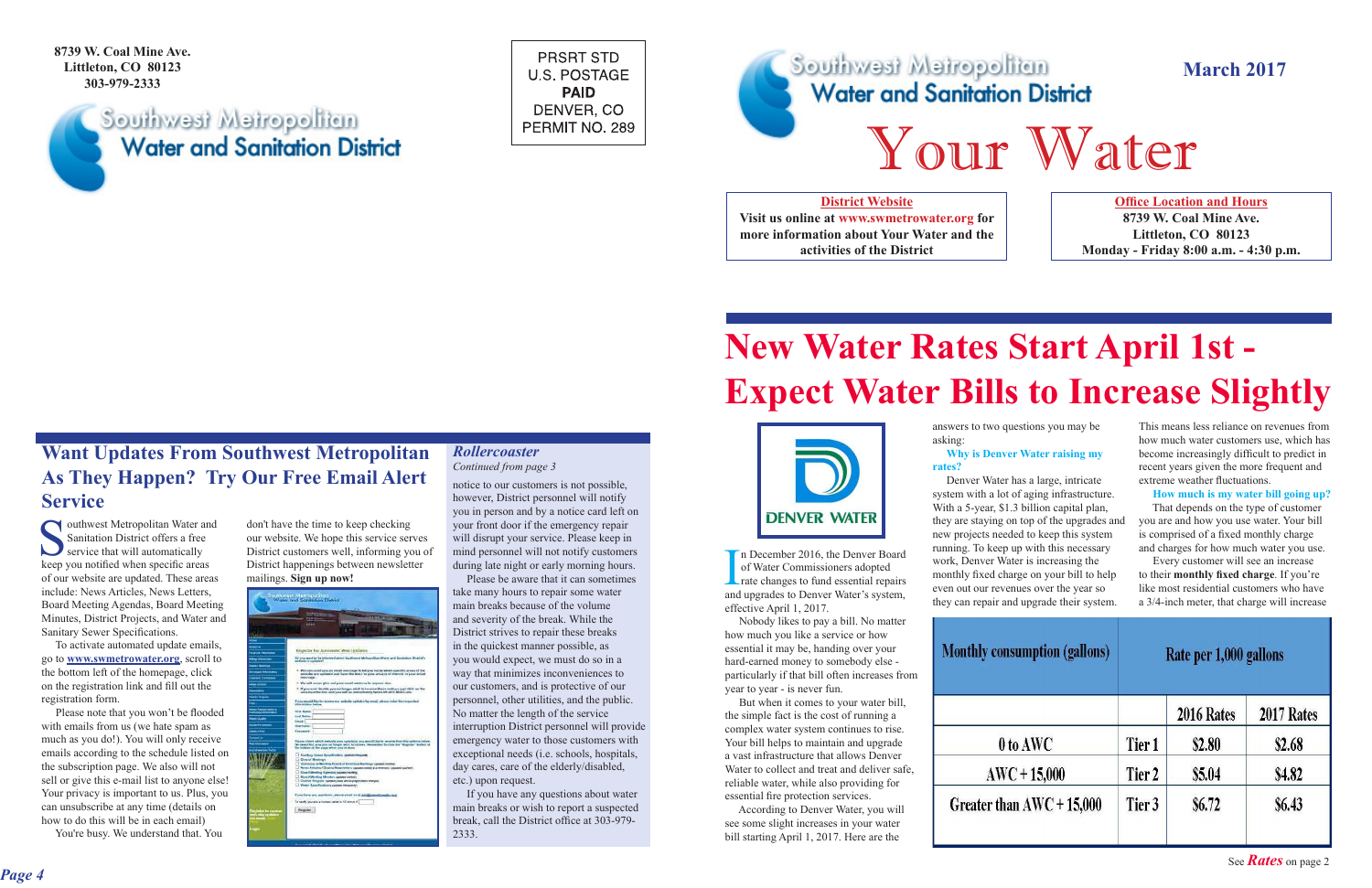8739 W. Coal Mine Ave.
Littleton, CO 80123
303-979-2333

Southwest Metropolitan Water and Sanitation District

PRSRT STD
U.S. POSTAGE
**PAID**
DENVER, CO
PERMIT NO. 289

## Want Updates From Southwest Metropolitan As They Happen? Try Our Free Email Alert Service

Southwest Metropolitan Water and Sanitation District offers a free service that will automatically keep you notified when specific areas of our website are updated. These areas include: News Articles, News Letters, Board Meeting Agendas, Board Meeting Minutes, District Projects, and Water and Sanitary Sewer Specifications.

To activate automated update emails, go to **www.swmetrowater.org**, scroll to the bottom left of the homepage, click on the registration link and fill out the registration form.

Please note that you won't be flooded with emails from us (we hate spam as much as you do!). You will only receive emails according to the schedule listed on the subscription page. We also will not sell or give this e-mail list to anyone else! Your privacy is important to us. Plus, you can unsubscribe at any time (details on how to do this will be in each email)

You're busy. We understand that. You don't have the time to keep checking our website. We hope this service serves District customers well, informing you of District happenings between newsletter mailings. **Sign up now!**

### *Rollercoaster*

*Continued from page 3*

notice to our customers is not possible, however, District personnel will notify you in person and by a notice card left on your front door if the emergency repair will disrupt your service. Please keep in mind personnel will not notify customers during late night or early morning hours.

Please be aware that it can sometimes take many hours to repair some water main breaks because of the volume and severity of the break. While the District strives to repair these breaks in the quickest manner possible, as you would expect, we must do so in a way that minimizes inconveniences to our customers, and is protective of our personnel, other utilities, and the public. No matter the length of the service interruption District personnel will provide emergency water to those customers with exceptional needs (i.e. schools, hospitals, day cares, care of the elderly/disabled, etc.) upon request.

If you have any questions about water main breaks or wish to report a suspected break, call the District office at 303-979-2333.

---

Southwest Metropolitan Water and Sanitation District

**March 2017**

# Your Water

**District Website**
Visit us online at **www.swmetrowater.org** for more information about Your Water and the activities of the District

**Office Location and Hours**
8739 W. Coal Mine Ave.
Littleton, CO 80123
Monday - Friday 8:00 a.m. - 4:30 p.m.

# New Water Rates Start April 1st - Expect Water Bills to Increase Slightly

DENVER WATER

In December 2016, the Denver Board of Water Commissioners adopted rate changes to fund essential repairs and upgrades to Denver Water's system, effective April 1, 2017.

Nobody likes to pay a bill. No matter how much you like a service or how essential it may be, handing over your hard-earned money to somebody else - particularly if that bill often increases from year to year - is never fun.

But when it comes to your water bill, the simple fact is the cost of running a complex water system continues to rise. Your bill helps to maintain and upgrade a vast infrastructure that allows Denver Water to collect and treat and deliver safe, reliable water, while also providing for essential fire protection services.

According to Denver Water, you will see some slight increases in your water bill starting April 1, 2017. Here are the answers to two questions you may be asking:

**Why is Denver Water raising my rates?**

Denver Water has a large, intricate system with a lot of aging infrastructure. With a 5-year, $1.3 billion capital plan, they are staying on top of the upgrades and new projects needed to keep this system running. To keep up with this necessary work, Denver Water is increasing the monthly fixed charge on your bill to help even out our revenues over the year so they can repair and upgrade their system.

This means less reliance on revenues from how much water customers use, which has become increasingly difficult to predict in recent years given the more frequent and extreme weather fluctuations.

**How much is my water bill going up?**

That depends on the type of customer you are and how you use water. Your bill is comprised of a fixed monthly charge and charges for how much water you use.

Every customer will see an increase to their **monthly fixed charge**. If you're like most residential customers who have a 3/4-inch meter, that charge will increase

| Monthly consumption (gallons) | Rate per 1,000 gallons | | |
|---|---|---|---|
| | | 2016 Rates | 2017 Rates |
| 0 to AWC | Tier 1 | $2.80 | $2.68 |
| AWC + 15,000 | Tier 2 | $5.04 | $4.82 |
| Greater than AWC + 15,000 | Tier 3 | $6.72 | $6.43 |

See ***Rates*** on page 2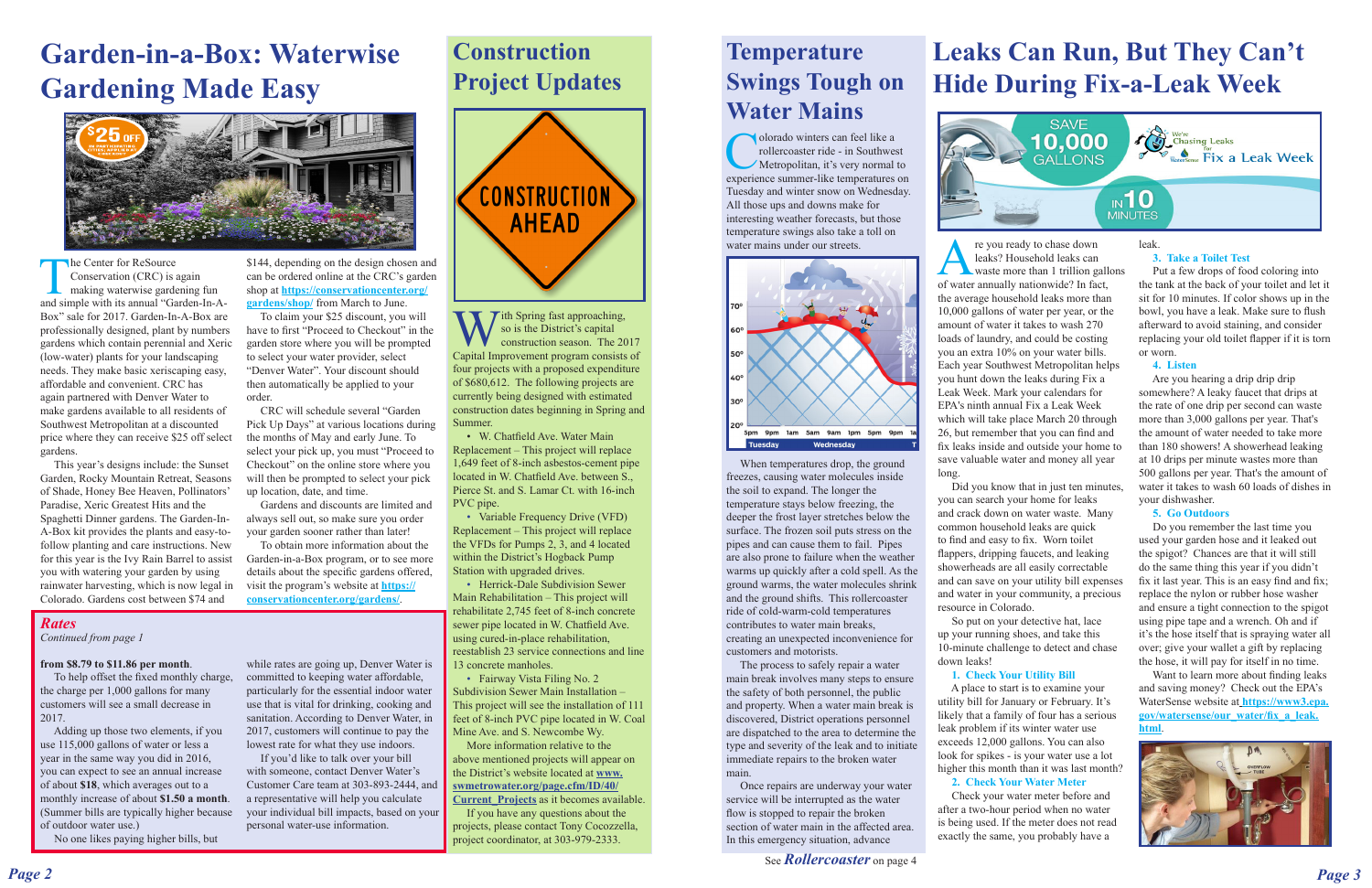# Garden-in-a-Box: Waterwise Gardening Made Easy

The Center for ReSource Conservation (CRC) is again making waterwise gardening fun and simple with its annual "Garden-In-A-Box" sale for 2017. Garden-In-A-Box are professionally designed, plant by numbers gardens which contain perennial and Xeric (low-water) plants for your landscaping needs. They make basic xeriscaping easy, affordable and convenient. CRC has again partnered with Denver Water to make gardens available to all residents of Southwest Metropolitan at a discounted price where they can receive $25 off select gardens.

This year's designs include: the Sunset Garden, Rocky Mountain Retreat, Seasons of Shade, Honey Bee Heaven, Pollinators' Paradise, Xeric Greatest Hits and the Spaghetti Dinner gardens. The Garden-In-A-Box kit provides the plants and easy-to-follow planting and care instructions. New for this year is the Ivy Rain Barrel to assist you with watering your garden by using rainwater harvesting, which is now legal in Colorado. Gardens cost between $74 and $144, depending on the design chosen and can be ordered online at the CRC's garden shop at https://conservationcenter.org/gardens/shop/ from March to June.

To claim your $25 discount, you will have to first "Proceed to Checkout" in the garden store where you will be prompted to select your water provider, select "Denver Water". Your discount should then automatically be applied to your order.

CRC will schedule several "Garden Pick Up Days" at various locations during the months of May and early June. To select your pick up, you must "Proceed to Checkout" on the online store where you will then be prompted to select your pick up location, date, and time.

Gardens and discounts are limited and always sell out, so make sure you order your garden sooner rather than later!

To obtain more information about the Garden-in-a-Box program, or to see more details about the specific gardens offered, visit the program's website at https://conservationcenter.org/gardens/.

## *Rates*

*Continued from page 1*

**from $8.79 to $11.86 per month**. To help offset the fixed monthly charge, the charge per 1,000 gallons for many customers will see a small decrease in 2017.

Adding up those two elements, if you use 115,000 gallons of water or less a year in the same way you did in 2016, you can expect to see an annual increase of about **$18**, which averages out to a monthly increase of about **$1.50 a month**. (Summer bills are typically higher because of outdoor water use.)

No one likes paying higher bills, but while rates are going up, Denver Water is committed to keeping water affordable, particularly for the essential indoor water use that is vital for drinking, cooking and sanitation. According to Denver Water, in 2017, customers will continue to pay the lowest rate for what they use indoors.

If you'd like to talk over your bill with someone, contact Denver Water's Customer Care team at 303-893-2444, and a representative will help you calculate your individual bill impacts, based on your personal water-use information.

# Construction Project Updates

With Spring fast approaching, so is the District's capital construction season. The 2017 Capital Improvement program consists of four projects with a proposed expenditure of $680,612. The following projects are currently being designed with estimated construction dates beginning in Spring and Summer.

- W. Chatfield Ave. Water Main Replacement – This project will replace 1,649 feet of 8-inch asbestos-cement pipe located in W. Chatfield Ave. between S., Pierce St. and S. Lamar Ct. with 16-inch PVC pipe.
- Variable Frequency Drive (VFD) Replacement – This project will replace the VFDs for Pumps 2, 3, and 4 located within the District's Hogback Pump Station with upgraded drives.
- Herrick-Dale Subdivision Sewer Main Rehabilitation – This project will rehabilitate 2,745 feet of 8-inch concrete sewer pipe located in W. Chatfield Ave. using cured-in-place rehabilitation, reestablish 23 service connections and line 13 concrete manholes.
- Fairway Vista Filing No. 2 Subdivision Sewer Main Installation – This project will see the installation of 111 feet of 8-inch PVC pipe located in W. Coal Mine Ave. and S. Newcombe Wy.

More information relative to the above mentioned projects will appear on the District's website located at www.swmetrowater.org/page.cfm/ID/40/Current_Projects as it becomes available.

If you have any questions about the projects, please contact Tony Cocozzella, project coordinator, at 303-979-2333.

# Temperature Swings Tough on Water Mains

Colorado winters can feel like a rollercoaster ride - in Southwest Metropolitan, it's very normal to experience summer-like temperatures on Tuesday and winter snow on Wednesday. All those ups and downs make for interesting weather forecasts, but those temperature swings also take a toll on water mains under our streets.

When temperatures drop, the ground freezes, causing water molecules inside the soil to expand. The longer the temperature stays below freezing, the deeper the frost layer stretches below the surface. The frozen soil puts stress on the pipes and can cause them to fail. Pipes are also prone to failure when the weather warms up quickly after a cold spell. As the ground warms, the water molecules shrink and the ground shifts. This rollercoaster ride of cold-warm-cold temperatures contributes to water main breaks, creating an unexpected inconvenience for customers and motorists.

The process to safely repair a water main break involves many steps to ensure the safety of both personnel, the public and property. When a water main break is discovered, District operations personnel are dispatched to the area to determine the type and severity of the leak and to initiate immediate repairs to the broken water main.

Once repairs are underway your water service will be interrupted as the water flow is stopped to repair the broken section of water main in the affected area. In this emergency situation, advance

See ***Rollercoaster*** on page 4

# Leaks Can Run, But They Can't Hide During Fix-a-Leak Week

Are you ready to chase down leaks? Household leaks can waste more than 1 trillion gallons of water annually nationwide? In fact, the average household leaks more than 10,000 gallons of water per year, or the amount of water it takes to wash 270 loads of laundry, and could be costing you an extra 10% on your water bills. Each year Southwest Metropolitan helps you hunt down the leaks during Fix a Leak Week. Mark your calendars for EPA's ninth annual Fix a Leak Week which will take place March 20 through 26, but remember that you can find and fix leaks inside and outside your home to save valuable water and money all year long.

Did you know that in just ten minutes, you can search your home for leaks and crack down on water waste. Many common household leaks are quick to find and easy to fix. Worn toilet flappers, dripping faucets, and leaking showerheads are all easily correctable and can save on your utility bill expenses and water in your community, a precious resource in Colorado.

So put on your detective hat, lace up your running shoes, and take this 10-minute challenge to detect and chase down leaks!

**1. Check Your Utility Bill**

A place to start is to examine your utility bill for January or February. It's likely that a family of four has a serious leak problem if its winter water use exceeds 12,000 gallons. You can also look for spikes - is your water use a lot higher this month than it was last month?

**2. Check Your Water Meter**

Check your water meter before and after a two-hour period when no water is being used. If the meter does not read exactly the same, you probably have a leak.

**3. Take a Toilet Test**

Put a few drops of food coloring into the tank at the back of your toilet and let it sit for 10 minutes. If color shows up in the bowl, you have a leak. Make sure to flush afterward to avoid staining, and consider replacing your old toilet flapper if it is torn or worn.

**4. Listen**

Are you hearing a drip drip drip somewhere? A leaky faucet that drips at the rate of one drip per second can waste more than 3,000 gallons per year. That's the amount of water needed to take more than 180 showers! A showerhead leaking at 10 drips per minute wastes more than 500 gallons per year. That's the amount of water it takes to wash 60 loads of dishes in your dishwasher.

**5. Go Outdoors**

Do you remember the last time you used your garden hose and it leaked out the spigot? Chances are that it will still do the same thing this year if you didn't fix it last year. This is an easy find and fix; replace the nylon or rubber hose washer and ensure a tight connection to the spigot using pipe tape and a wrench. Oh and if it's the hose itself that is spraying water all over; give your wallet a gift by replacing the hose, it will pay for itself in no time.

Want to learn more about finding leaks and saving money? Check out the EPA's WaterSense website at https://www3.epa.gov/watersense/our_water/fix_a_leak.html.